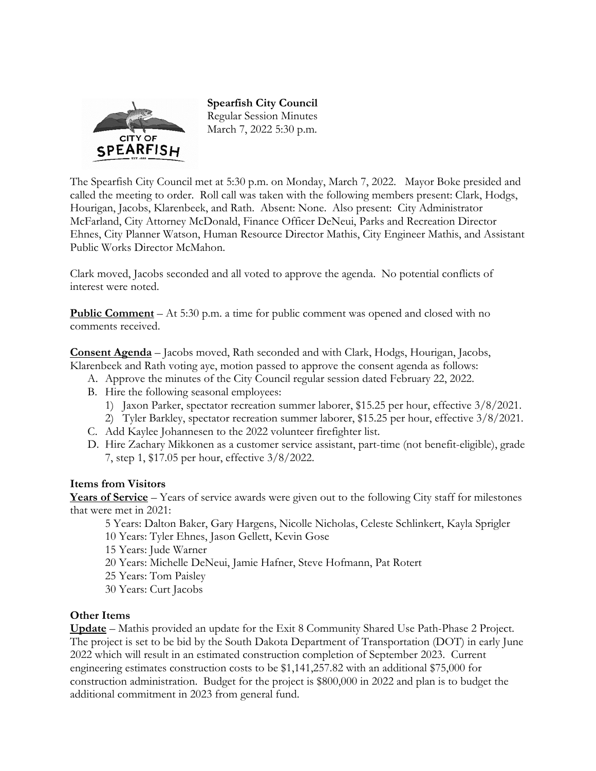**Spearfish City Council**
Regular Session Minutes
March 7, 2022 5:30 p.m.

The Spearfish City Council met at 5:30 p.m. on Monday, March 7, 2022. Mayor Boke presided and called the meeting to order. Roll call was taken with the following members present: Clark, Hodgs, Hourigan, Jacobs, Klarenbeek, and Rath. Absent: None. Also present: City Administrator McFarland, City Attorney McDonald, Finance Officer DeNeui, Parks and Recreation Director Ehnes, City Planner Watson, Human Resource Director Mathis, City Engineer Mathis, and Assistant Public Works Director McMahon.

Clark moved, Jacobs seconded and all voted to approve the agenda. No potential conflicts of interest were noted.

**Public Comment** – At 5:30 p.m. a time for public comment was opened and closed with no comments received.

**Consent Agenda** – Jacobs moved, Rath seconded and with Clark, Hodgs, Hourigan, Jacobs, Klarenbeek and Rath voting aye, motion passed to approve the consent agenda as follows:

A. Approve the minutes of the City Council regular session dated February 22, 2022.
B. Hire the following seasonal employees:
   1) Jaxon Parker, spectator recreation summer laborer, $15.25 per hour, effective 3/8/2021.
   2) Tyler Barkley, spectator recreation summer laborer, $15.25 per hour, effective 3/8/2021.
C. Add Kaylee Johannesen to the 2022 volunteer firefighter list.
D. Hire Zachary Mikkonen as a customer service assistant, part-time (not benefit-eligible), grade 7, step 1, $17.05 per hour, effective 3/8/2022.

**Items from Visitors**

**Years of Service** – Years of service awards were given out to the following City staff for milestones that were met in 2021:

5 Years: Dalton Baker, Gary Hargens, Nicolle Nicholas, Celeste Schlinkert, Kayla Sprigler
10 Years: Tyler Ehnes, Jason Gellett, Kevin Gose
15 Years: Jude Warner
20 Years: Michelle DeNeui, Jamie Hafner, Steve Hofmann, Pat Rotert
25 Years: Tom Paisley
30 Years: Curt Jacobs

**Other Items**

**Update** – Mathis provided an update for the Exit 8 Community Shared Use Path-Phase 2 Project. The project is set to be bid by the South Dakota Department of Transportation (DOT) in early June 2022 which will result in an estimated construction completion of September 2023. Current engineering estimates construction costs to be $1,141,257.82 with an additional $75,000 for construction administration. Budget for the project is $800,000 in 2022 and plan is to budget the additional commitment in 2023 from general fund.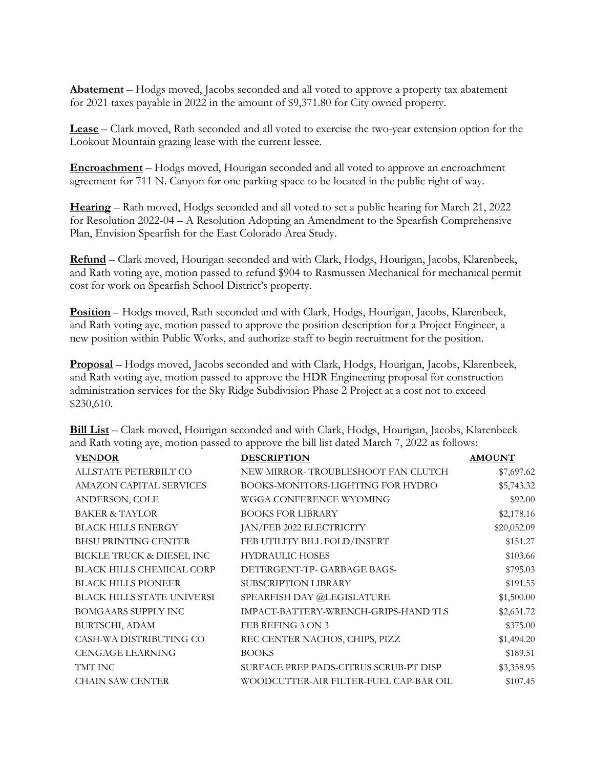**Abatement** – Hodgs moved, Jacobs seconded and all voted to approve a property tax abatement for 2021 taxes payable in 2022 in the amount of $9,371.80 for City owned property.

**Lease** – Clark moved, Rath seconded and all voted to exercise the two-year extension option for the Lookout Mountain grazing lease with the current lessee.

**Encroachment** – Hodgs moved, Hourigan seconded and all voted to approve an encroachment agreement for 711 N. Canyon for one parking space to be located in the public right of way.

**Hearing** – Rath moved, Hodgs seconded and all voted to set a public hearing for March 21, 2022 for Resolution 2022-04 – A Resolution Adopting an Amendment to the Spearfish Comprehensive Plan, Envision Spearfish for the East Colorado Area Study.

**Refund** – Clark moved, Hourigan seconded and with Clark, Hodgs, Hourigan, Jacobs, Klarenbeek, and Rath voting aye, motion passed to refund $904 to Rasmussen Mechanical for mechanical permit cost for work on Spearfish School District's property.

**Position** – Hodgs moved, Rath seconded and with Clark, Hodgs, Hourigan, Jacobs, Klarenbeek, and Rath voting aye, motion passed to approve the position description for a Project Engineer, a new position within Public Works, and authorize staff to begin recruitment for the position.

**Proposal** – Hodgs moved, Jacobs seconded and with Clark, Hodgs, Hourigan, Jacobs, Klarenbeek, and Rath voting aye, motion passed to approve the HDR Engineering proposal for construction administration services for the Sky Ridge Subdivision Phase 2 Project at a cost not to exceed $230,610.

**Bill List** – Clark moved, Hourigan seconded and with Clark, Hodgs, Hourigan, Jacobs, Klarenbeek and Rath voting aye, motion passed to approve the bill list dated March 7, 2022 as follows:

| VENDOR | DESCRIPTION | AMOUNT |
|---|---|---:|
| ALLSTATE PETERBILT CO | NEW MIRROR- TROUBLESHOOT FAN CLUTCH | $7,697.62 |
| AMAZON CAPITAL SERVICES | BOOKS-MONITORS-LIGHTING FOR HYDRO | $5,743.32 |
| ANDERSON, COLE | WGGA CONFERENCE WYOMING | $92.00 |
| BAKER & TAYLOR | BOOKS FOR LIBRARY | $2,178.16 |
| BLACK HILLS ENERGY | JAN/FEB 2022 ELECTRICITY | $20,052.09 |
| BHSU PRINTING CENTER | FEB UTILITY BILL FOLD/INSERT | $151.27 |
| BICKLE TRUCK & DIESEL INC | HYDRAULIC HOSES | $103.66 |
| BLACK HILLS CHEMICAL CORP | DETERGENT-TP- GARBAGE BAGS- | $795.03 |
| BLACK HILLS PIONEER | SUBSCRIPTION LIBRARY | $191.55 |
| BLACK HILLS STATE UNIVERSI | SPEARFISH DAY @LEGISLATURE | $1,500.00 |
| BOMGAARS SUPPLY INC | IMPACT-BATTERY-WRENCH-GRIPS-HAND TLS | $2,631.72 |
| BURTSCHI, ADAM | FEB REFING 3 ON 3 | $375.00 |
| CASH-WA DISTRIBUTING CO | REC CENTER NACHOS, CHIPS, PIZZ | $1,494.20 |
| CENGAGE LEARNING | BOOKS | $189.51 |
| TMT INC | SURFACE PREP PADS-CITRUS SCRUB-PT DISP | $3,358.95 |
| CHAIN SAW CENTER | WOODCUTTER-AIR FILTER-FUEL CAP-BAR OIL | $107.45 |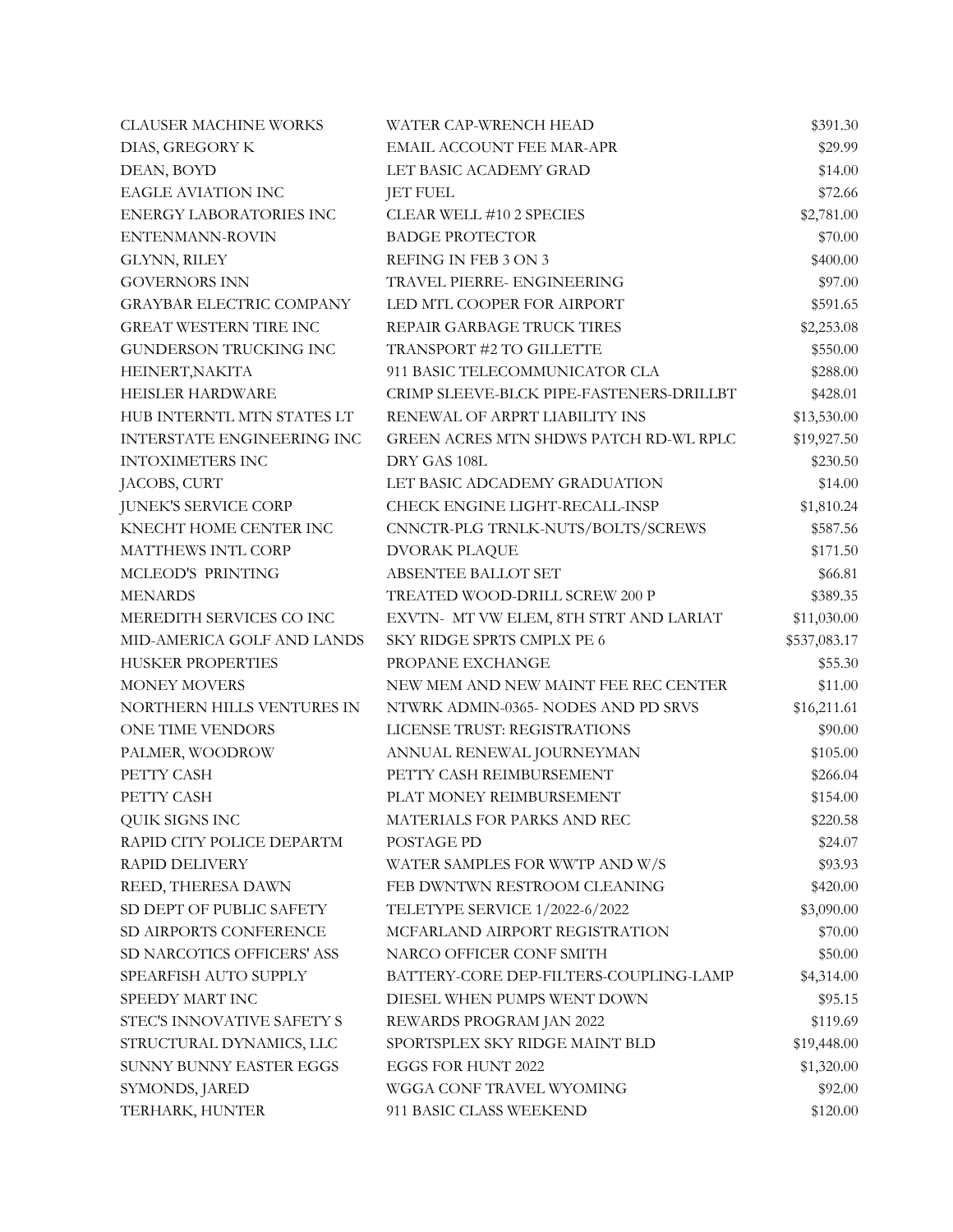| | | |
|---|---|---|
| CLAUSER MACHINE WORKS | WATER CAP-WRENCH HEAD | $391.30 |
| DIAS, GREGORY K | EMAIL ACCOUNT FEE MAR-APR | $29.99 |
| DEAN, BOYD | LET BASIC ACADEMY GRAD | $14.00 |
| EAGLE AVIATION INC | JET FUEL | $72.66 |
| ENERGY LABORATORIES INC | CLEAR WELL #10 2 SPECIES | $2,781.00 |
| ENTENMANN-ROVIN | BADGE PROTECTOR | $70.00 |
| GLYNN, RILEY | REFING IN FEB 3 ON 3 | $400.00 |
| GOVERNORS INN | TRAVEL PIERRE- ENGINEERING | $97.00 |
| GRAYBAR ELECTRIC COMPANY | LED MTL COOPER FOR AIRPORT | $591.65 |
| GREAT WESTERN TIRE INC | REPAIR GARBAGE TRUCK TIRES | $2,253.08 |
| GUNDERSON TRUCKING INC | TRANSPORT #2 TO GILLETTE | $550.00 |
| HEINERT,NAKITA | 911 BASIC TELECOMMUNICATOR CLA | $288.00 |
| HEISLER HARDWARE | CRIMP SLEEVE-BLCK PIPE-FASTENERS-DRILLBT | $428.01 |
| HUB INTERNTL MTN STATES LT | RENEWAL OF ARPRT LIABILITY INS | $13,530.00 |
| INTERSTATE ENGINEERING INC | GREEN ACRES MTN SHDWS PATCH RD-WL RPLC | $19,927.50 |
| INTOXIMETERS INC | DRY GAS 108L | $230.50 |
| JACOBS, CURT | LET BASIC ADCADEMY GRADUATION | $14.00 |
| JUNEK'S SERVICE CORP | CHECK ENGINE LIGHT-RECALL-INSP | $1,810.24 |
| KNECHT HOME CENTER INC | CNNCTR-PLG TRNLK-NUTS/BOLTS/SCREWS | $587.56 |
| MATTHEWS INTL CORP | DVORAK PLAQUE | $171.50 |
| MCLEOD'S PRINTING | ABSENTEE BALLOT SET | $66.81 |
| MENARDS | TREATED WOOD-DRILL SCREW 200 P | $389.35 |
| MEREDITH SERVICES CO INC | EXVTN- MT VW ELEM, 8TH STRT AND LARIAT | $11,030.00 |
| MID-AMERICA GOLF AND LANDS | SKY RIDGE SPRTS CMPLX PE 6 | $537,083.17 |
| HUSKER PROPERTIES | PROPANE EXCHANGE | $55.30 |
| MONEY MOVERS | NEW MEM AND NEW MAINT FEE REC CENTER | $11.00 |
| NORTHERN HILLS VENTURES IN | NTWRK ADMIN-0365- NODES AND PD SRVS | $16,211.61 |
| ONE TIME VENDORS | LICENSE TRUST: REGISTRATIONS | $90.00 |
| PALMER, WOODROW | ANNUAL RENEWAL JOURNEYMAN | $105.00 |
| PETTY CASH | PETTY CASH REIMBURSEMENT | $266.04 |
| PETTY CASH | PLAT MONEY REIMBURSEMENT | $154.00 |
| QUIK SIGNS INC | MATERIALS FOR PARKS AND REC | $220.58 |
| RAPID CITY POLICE DEPARTM | POSTAGE PD | $24.07 |
| RAPID DELIVERY | WATER SAMPLES FOR WWTP AND W/S | $93.93 |
| REED, THERESA DAWN | FEB DWNTWN RESTROOM CLEANING | $420.00 |
| SD DEPT OF PUBLIC SAFETY | TELETYPE SERVICE 1/2022-6/2022 | $3,090.00 |
| SD AIRPORTS CONFERENCE | MCFARLAND AIRPORT REGISTRATION | $70.00 |
| SD NARCOTICS OFFICERS' ASS | NARCO OFFICER CONF SMITH | $50.00 |
| SPEARFISH AUTO SUPPLY | BATTERY-CORE DEP-FILTERS-COUPLING-LAMP | $4,314.00 |
| SPEEDY MART INC | DIESEL WHEN PUMPS WENT DOWN | $95.15 |
| STEC'S INNOVATIVE SAFETY S | REWARDS PROGRAM JAN 2022 | $119.69 |
| STRUCTURAL DYNAMICS, LLC | SPORTSPLEX SKY RIDGE MAINT BLD | $19,448.00 |
| SUNNY BUNNY EASTER EGGS | EGGS FOR HUNT 2022 | $1,320.00 |
| SYMONDS, JARED | WGGA CONF TRAVEL WYOMING | $92.00 |
| TERHARK, HUNTER | 911 BASIC CLASS WEEKEND | $120.00 |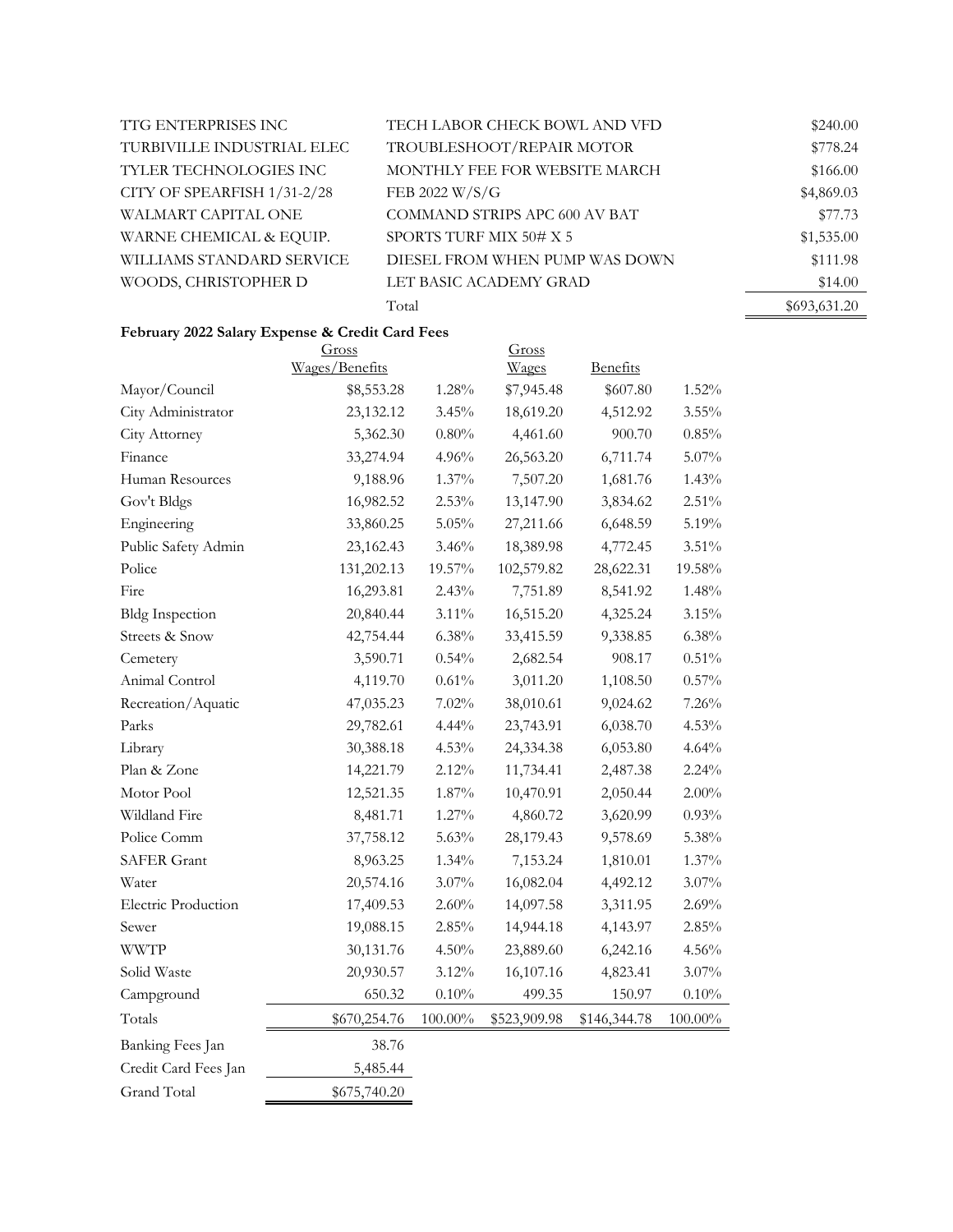| | | |
|---|---|---|
| TTG ENTERPRISES INC | TECH LABOR CHECK BOWL AND VFD | $240.00 |
| TURBIVILLE INDUSTRIAL ELEC | TROUBLESHOOT/REPAIR MOTOR | $778.24 |
| TYLER TECHNOLOGIES INC | MONTHLY FEE FOR WEBSITE MARCH | $166.00 |
| CITY OF SPEARFISH 1/31-2/28 | FEB 2022 W/S/G | $4,869.03 |
| WALMART CAPITAL ONE | COMMAND STRIPS APC 600 AV BAT | $77.73 |
| WARNE CHEMICAL & EQUIP. | SPORTS TURF MIX 50# X 5 | $1,535.00 |
| WILLIAMS STANDARD SERVICE | DIESEL FROM WHEN PUMP WAS DOWN | $111.98 |
| WOODS, CHRISTOPHER D | LET BASIC ACADEMY GRAD | $14.00 |
| | Total | $693,631.20 |

**February 2022 Salary Expense & Credit Card Fees**

| | Gross Wages/Benefits | | Gross Wages | Benefits | |
|---|---|---|---|---|---|
| Mayor/Council | $8,553.28 | 1.28% | $7,945.48 | $607.80 | 1.52% |
| City Administrator | 23,132.12 | 3.45% | 18,619.20 | 4,512.92 | 3.55% |
| City Attorney | 5,362.30 | 0.80% | 4,461.60 | 900.70 | 0.85% |
| Finance | 33,274.94 | 4.96% | 26,563.20 | 6,711.74 | 5.07% |
| Human Resources | 9,188.96 | 1.37% | 7,507.20 | 1,681.76 | 1.43% |
| Gov't Bldgs | 16,982.52 | 2.53% | 13,147.90 | 3,834.62 | 2.51% |
| Engineering | 33,860.25 | 5.05% | 27,211.66 | 6,648.59 | 5.19% |
| Public Safety Admin | 23,162.43 | 3.46% | 18,389.98 | 4,772.45 | 3.51% |
| Police | 131,202.13 | 19.57% | 102,579.82 | 28,622.31 | 19.58% |
| Fire | 16,293.81 | 2.43% | 7,751.89 | 8,541.92 | 1.48% |
| Bldg Inspection | 20,840.44 | 3.11% | 16,515.20 | 4,325.24 | 3.15% |
| Streets & Snow | 42,754.44 | 6.38% | 33,415.59 | 9,338.85 | 6.38% |
| Cemetery | 3,590.71 | 0.54% | 2,682.54 | 908.17 | 0.51% |
| Animal Control | 4,119.70 | 0.61% | 3,011.20 | 1,108.50 | 0.57% |
| Recreation/Aquatic | 47,035.23 | 7.02% | 38,010.61 | 9,024.62 | 7.26% |
| Parks | 29,782.61 | 4.44% | 23,743.91 | 6,038.70 | 4.53% |
| Library | 30,388.18 | 4.53% | 24,334.38 | 6,053.80 | 4.64% |
| Plan & Zone | 14,221.79 | 2.12% | 11,734.41 | 2,487.38 | 2.24% |
| Motor Pool | 12,521.35 | 1.87% | 10,470.91 | 2,050.44 | 2.00% |
| Wildland Fire | 8,481.71 | 1.27% | 4,860.72 | 3,620.99 | 0.93% |
| Police Comm | 37,758.12 | 5.63% | 28,179.43 | 9,578.69 | 5.38% |
| SAFER Grant | 8,963.25 | 1.34% | 7,153.24 | 1,810.01 | 1.37% |
| Water | 20,574.16 | 3.07% | 16,082.04 | 4,492.12 | 3.07% |
| Electric Production | 17,409.53 | 2.60% | 14,097.58 | 3,311.95 | 2.69% |
| Sewer | 19,088.15 | 2.85% | 14,944.18 | 4,143.97 | 2.85% |
| WWTP | 30,131.76 | 4.50% | 23,889.60 | 6,242.16 | 4.56% |
| Solid Waste | 20,930.57 | 3.12% | 16,107.16 | 4,823.41 | 3.07% |
| Campground | 650.32 | 0.10% | 499.35 | 150.97 | 0.10% |
| Totals | $670,254.76 | 100.00% | $523,909.98 | $146,344.78 | 100.00% |
| Banking Fees Jan | 38.76 | | | | |
| Credit Card Fees Jan | 5,485.44 | | | | |
| Grand Total | $675,740.20 | | | | |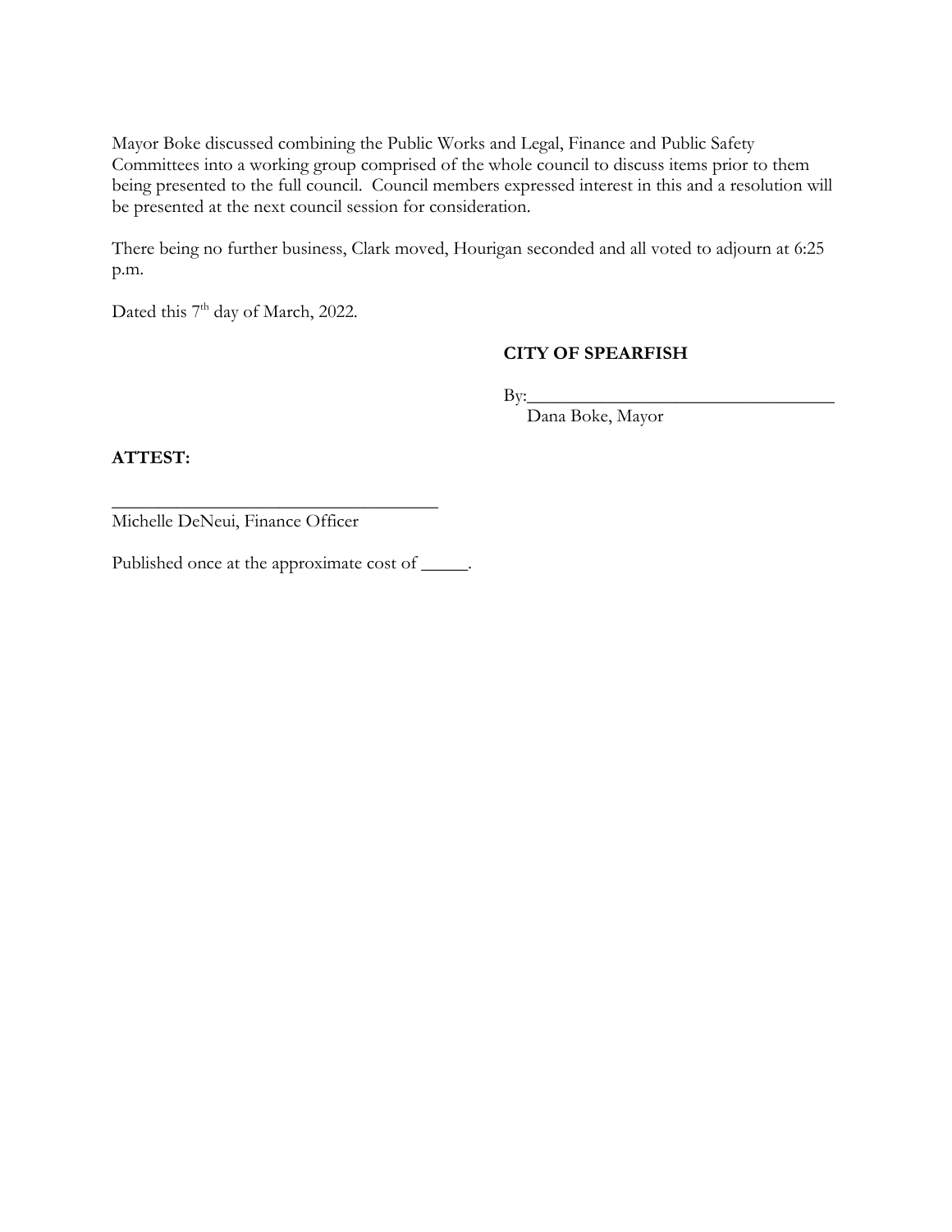Mayor Boke discussed combining the Public Works and Legal, Finance and Public Safety Committees into a working group comprised of the whole council to discuss items prior to them being presented to the full council. Council members expressed interest in this and a resolution will be presented at the next council session for consideration.

There being no further business, Clark moved, Hourigan seconded and all voted to adjourn at 6:25 p.m.

Dated this 7th day of March, 2022.

**CITY OF SPEARFISH**

By:___________________________________
Dana Boke, Mayor

**ATTEST:**

___________________________________
Michelle DeNeui, Finance Officer

Published once at the approximate cost of _____.